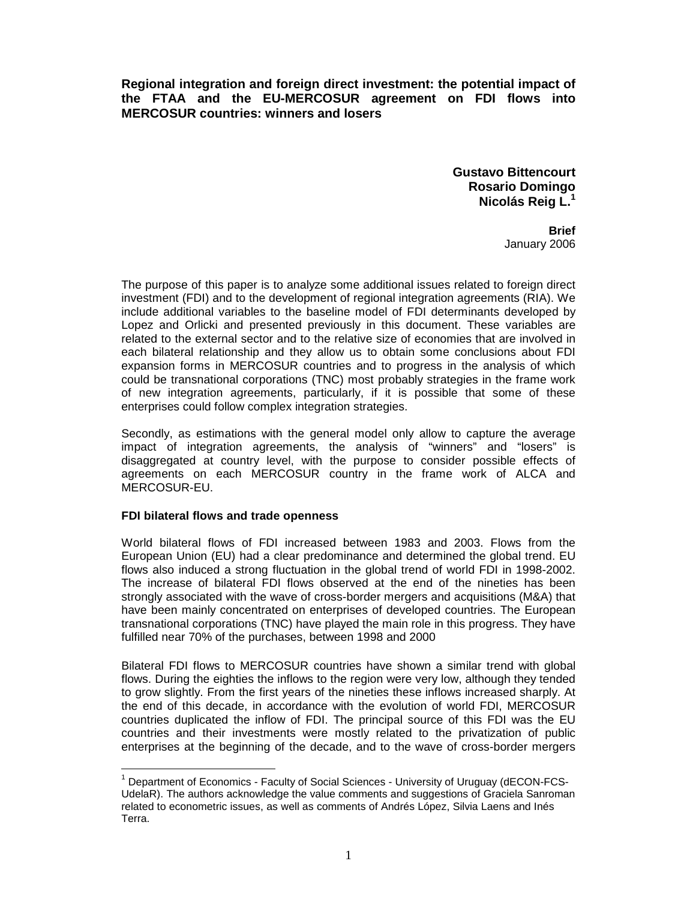# Regional integration and foreign direct investment: the potential impact of the FTAA and the EU-MERCOSUR agreement on FDI flows into MERCOSUR countries: winners and losers

**Gustavo Bittencourt**
**Rosario Domingo**
**Nicolás Reig L.**[1]

**Brief**
January 2006

The purpose of this paper is to analyze some additional issues related to foreign direct investment (FDI) and to the development of regional integration agreements (RIA). We include additional variables to the baseline model of FDI determinants developed by Lopez and Orlicki and presented previously in this document. These variables are related to the external sector and to the relative size of economies that are involved in each bilateral relationship and they allow us to obtain some conclusions about FDI expansion forms in MERCOSUR countries and to progress in the analysis of which could be transnational corporations (TNC) most probably strategies in the frame work of new integration agreements, particularly, if it is possible that some of these enterprises could follow complex integration strategies.

Secondly, as estimations with the general model only allow to capture the average impact of integration agreements, the analysis of "winners" and "losers" is disaggregated at country level, with the purpose to consider possible effects of agreements on each MERCOSUR country in the frame work of ALCA and MERCOSUR-EU.

## FDI bilateral flows and trade openness

World bilateral flows of FDI increased between 1983 and 2003. Flows from the European Union (EU) had a clear predominance and determined the global trend. EU flows also induced a strong fluctuation in the global trend of world FDI in 1998-2002. The increase of bilateral FDI flows observed at the end of the nineties has been strongly associated with the wave of cross-border mergers and acquisitions (M&A) that have been mainly concentrated on enterprises of developed countries. The European transnational corporations (TNC) have played the main role in this progress. They have fulfilled near 70% of the purchases, between 1998 and 2000

Bilateral FDI flows to MERCOSUR countries have shown a similar trend with global flows. During the eighties the inflows to the region were very low, although they tended to grow slightly. From the first years of the nineties these inflows increased sharply. At the end of this decade, in accordance with the evolution of world FDI, MERCOSUR countries duplicated the inflow of FDI. The principal source of this FDI was the EU countries and their investments were mostly related to the privatization of public enterprises at the beginning of the decade, and to the wave of cross-border mergers

---

[1] Department of Economics - Faculty of Social Sciences - University of Uruguay (dECON-FCS-UdelaR). The authors acknowledge the value comments and suggestions of Graciela Sanroman related to econometric issues, as well as comments of Andrés López, Silvia Laens and Inés Terra.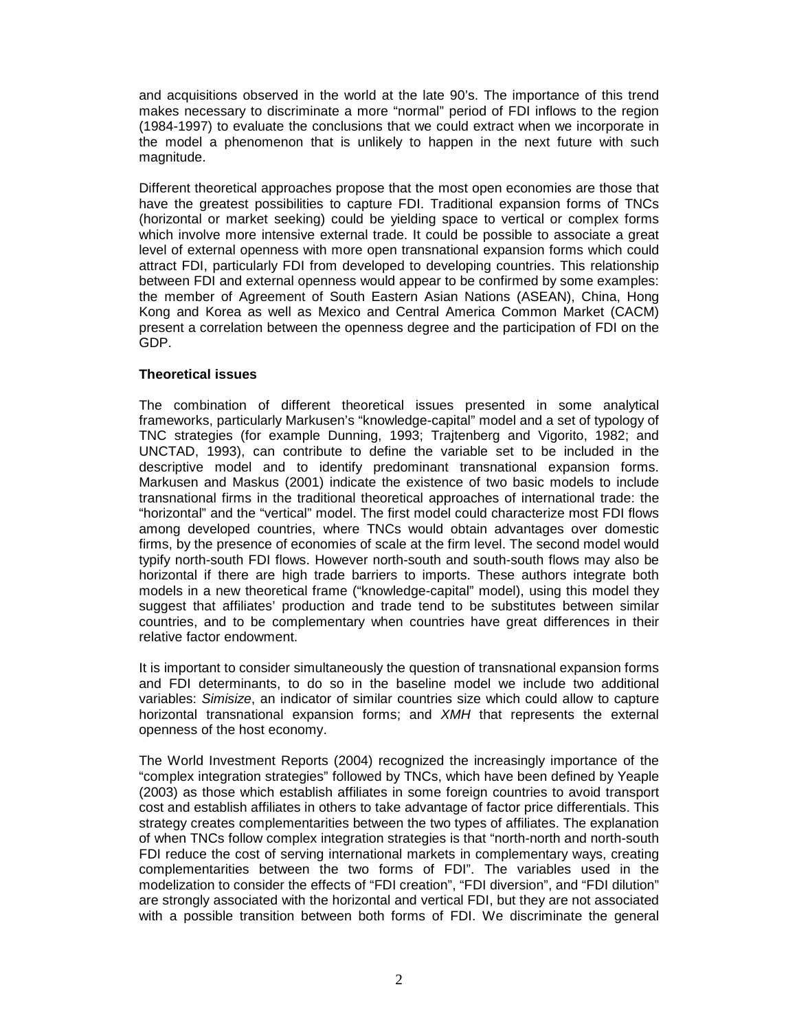and acquisitions observed in the world at the late 90's. The importance of this trend makes necessary to discriminate a more "normal" period of FDI inflows to the region (1984-1997) to evaluate the conclusions that we could extract when we incorporate in the model a phenomenon that is unlikely to happen in the next future with such magnitude.

Different theoretical approaches propose that the most open economies are those that have the greatest possibilities to capture FDI. Traditional expansion forms of TNCs (horizontal or market seeking) could be yielding space to vertical or complex forms which involve more intensive external trade. It could be possible to associate a great level of external openness with more open transnational expansion forms which could attract FDI, particularly FDI from developed to developing countries. This relationship between FDI and external openness would appear to be confirmed by some examples: the member of Agreement of South Eastern Asian Nations (ASEAN), China, Hong Kong and Korea as well as Mexico and Central America Common Market (CACM) present a correlation between the openness degree and the participation of FDI on the GDP.

**Theoretical issues**

The combination of different theoretical issues presented in some analytical frameworks, particularly Markusen's "knowledge-capital" model and a set of typology of TNC strategies (for example Dunning, 1993; Trajtenberg and Vigorito, 1982; and UNCTAD, 1993), can contribute to define the variable set to be included in the descriptive model and to identify predominant transnational expansion forms. Markusen and Maskus (2001) indicate the existence of two basic models to include transnational firms in the traditional theoretical approaches of international trade: the "horizontal" and the "vertical" model. The first model could characterize most FDI flows among developed countries, where TNCs would obtain advantages over domestic firms, by the presence of economies of scale at the firm level. The second model would typify north-south FDI flows. However north-south and south-south flows may also be horizontal if there are high trade barriers to imports. These authors integrate both models in a new theoretical frame ("knowledge-capital" model), using this model they suggest that affiliates' production and trade tend to be substitutes between similar countries, and to be complementary when countries have great differences in their relative factor endowment.

It is important to consider simultaneously the question of transnational expansion forms and FDI determinants, to do so in the baseline model we include two additional variables: *Simisize*, an indicator of similar countries size which could allow to capture horizontal transnational expansion forms; and *XMH* that represents the external openness of the host economy.

The World Investment Reports (2004) recognized the increasingly importance of the "complex integration strategies" followed by TNCs, which have been defined by Yeaple (2003) as those which establish affiliates in some foreign countries to avoid transport cost and establish affiliates in others to take advantage of factor price differentials. This strategy creates complementarities between the two types of affiliates. The explanation of when TNCs follow complex integration strategies is that "north-north and north-south FDI reduce the cost of serving international markets in complementary ways, creating complementarities between the two forms of FDI". The variables used in the modelization to consider the effects of "FDI creation", "FDI diversion", and "FDI dilution" are strongly associated with the horizontal and vertical FDI, but they are not associated with a possible transition between both forms of FDI. We discriminate the general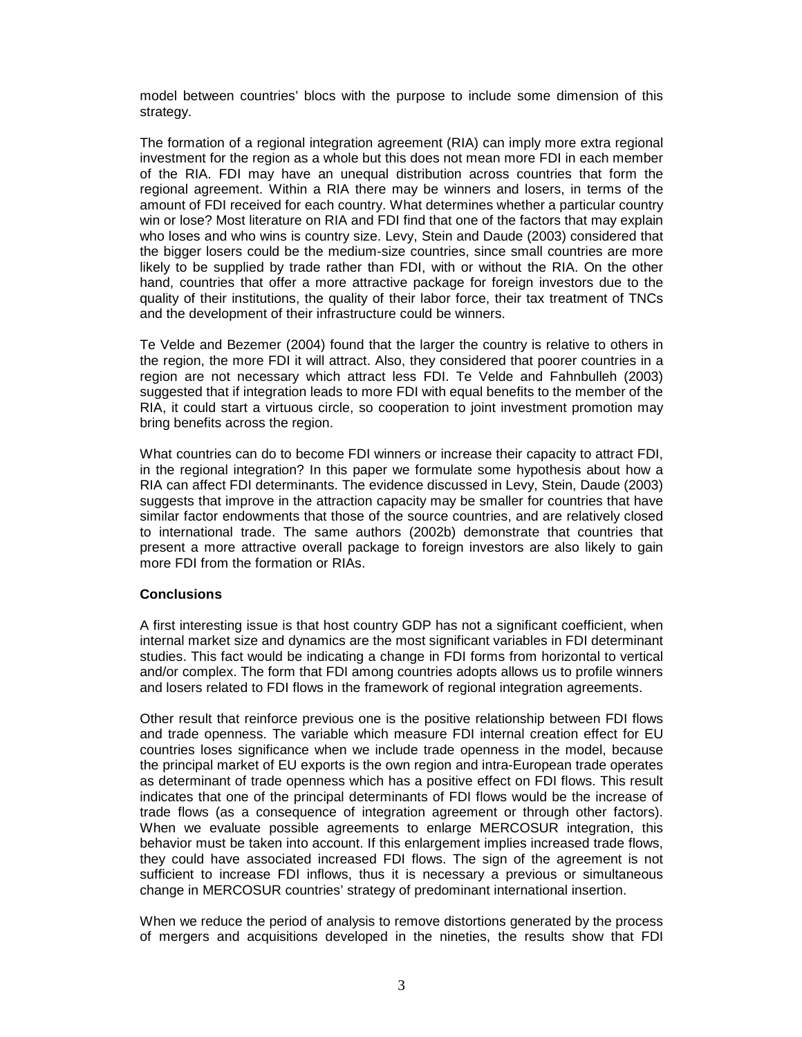model between countries' blocs with the purpose to include some dimension of this strategy.

The formation of a regional integration agreement (RIA) can imply more extra regional investment for the region as a whole but this does not mean more FDI in each member of the RIA. FDI may have an unequal distribution across countries that form the regional agreement. Within a RIA there may be winners and losers, in terms of the amount of FDI received for each country. What determines whether a particular country win or lose? Most literature on RIA and FDI find that one of the factors that may explain who loses and who wins is country size. Levy, Stein and Daude (2003) considered that the bigger losers could be the medium-size countries, since small countries are more likely to be supplied by trade rather than FDI, with or without the RIA. On the other hand, countries that offer a more attractive package for foreign investors due to the quality of their institutions, the quality of their labor force, their tax treatment of TNCs and the development of their infrastructure could be winners.

Te Velde and Bezemer (2004) found that the larger the country is relative to others in the region, the more FDI it will attract. Also, they considered that poorer countries in a region are not necessary which attract less FDI. Te Velde and Fahnbulleh (2003) suggested that if integration leads to more FDI with equal benefits to the member of the RIA, it could start a virtuous circle, so cooperation to joint investment promotion may bring benefits across the region.

What countries can do to become FDI winners or increase their capacity to attract FDI, in the regional integration? In this paper we formulate some hypothesis about how a RIA can affect FDI determinants. The evidence discussed in Levy, Stein, Daude (2003) suggests that improve in the attraction capacity may be smaller for countries that have similar factor endowments that those of the source countries, and are relatively closed to international trade. The same authors (2002b) demonstrate that countries that present a more attractive overall package to foreign investors are also likely to gain more FDI from the formation or RIAs.

**Conclusions**

A first interesting issue is that host country GDP has not a significant coefficient, when internal market size and dynamics are the most significant variables in FDI determinant studies. This fact would be indicating a change in FDI forms from horizontal to vertical and/or complex. The form that FDI among countries adopts allows us to profile winners and losers related to FDI flows in the framework of regional integration agreements.

Other result that reinforce previous one is the positive relationship between FDI flows and trade openness. The variable which measure FDI internal creation effect for EU countries loses significance when we include trade openness in the model, because the principal market of EU exports is the own region and intra-European trade operates as determinant of trade openness which has a positive effect on FDI flows. This result indicates that one of the principal determinants of FDI flows would be the increase of trade flows (as a consequence of integration agreement or through other factors). When we evaluate possible agreements to enlarge MERCOSUR integration, this behavior must be taken into account. If this enlargement implies increased trade flows, they could have associated increased FDI flows. The sign of the agreement is not sufficient to increase FDI inflows, thus it is necessary a previous or simultaneous change in MERCOSUR countries' strategy of predominant international insertion.

When we reduce the period of analysis to remove distortions generated by the process of mergers and acquisitions developed in the nineties, the results show that FDI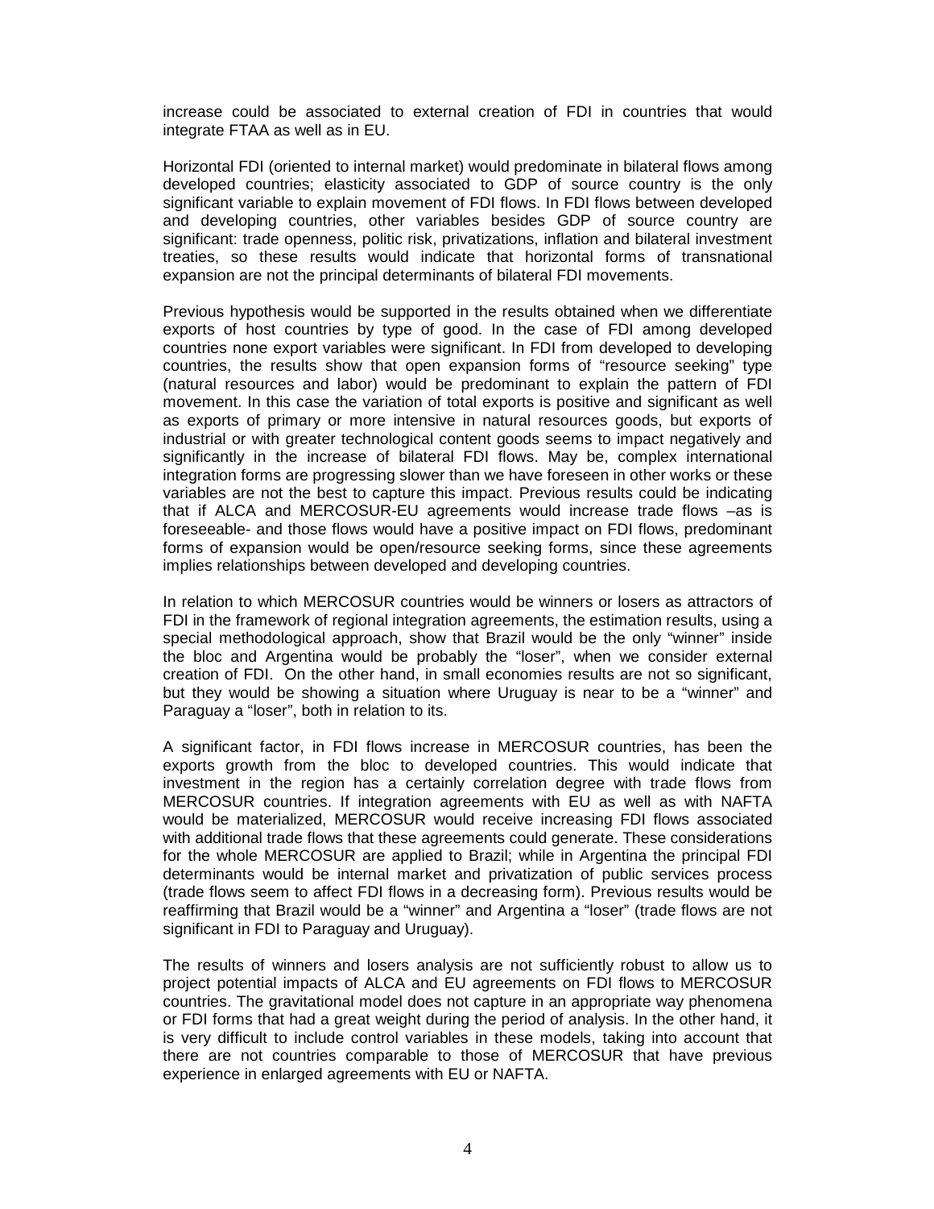increase could be associated to external creation of FDI in countries that would integrate FTAA as well as in EU.

Horizontal FDI (oriented to internal market) would predominate in bilateral flows among developed countries; elasticity associated to GDP of source country is the only significant variable to explain movement of FDI flows. In FDI flows between developed and developing countries, other variables besides GDP of source country are significant: trade openness, politic risk, privatizations, inflation and bilateral investment treaties, so these results would indicate that horizontal forms of transnational expansion are not the principal determinants of bilateral FDI movements.

Previous hypothesis would be supported in the results obtained when we differentiate exports of host countries by type of good. In the case of FDI among developed countries none export variables were significant. In FDI from developed to developing countries, the results show that open expansion forms of "resource seeking" type (natural resources and labor) would be predominant to explain the pattern of FDI movement. In this case the variation of total exports is positive and significant as well as exports of primary or more intensive in natural resources goods, but exports of industrial or with greater technological content goods seems to impact negatively and significantly in the increase of bilateral FDI flows. May be, complex international integration forms are progressing slower than we have foreseen in other works or these variables are not the best to capture this impact. Previous results could be indicating that if ALCA and MERCOSUR-EU agreements would increase trade flows –as is foreseeable- and those flows would have a positive impact on FDI flows, predominant forms of expansion would be open/resource seeking forms, since these agreements implies relationships between developed and developing countries.

In relation to which MERCOSUR countries would be winners or losers as attractors of FDI in the framework of regional integration agreements, the estimation results, using a special methodological approach, show that Brazil would be the only "winner" inside the bloc and Argentina would be probably the "loser", when we consider external creation of FDI. On the other hand, in small economies results are not so significant, but they would be showing a situation where Uruguay is near to be a "winner" and Paraguay a "loser", both in relation to its.

A significant factor, in FDI flows increase in MERCOSUR countries, has been the exports growth from the bloc to developed countries. This would indicate that investment in the region has a certainly correlation degree with trade flows from MERCOSUR countries. If integration agreements with EU as well as with NAFTA would be materialized, MERCOSUR would receive increasing FDI flows associated with additional trade flows that these agreements could generate. These considerations for the whole MERCOSUR are applied to Brazil; while in Argentina the principal FDI determinants would be internal market and privatization of public services process (trade flows seem to affect FDI flows in a decreasing form). Previous results would be reaffirming that Brazil would be a "winner" and Argentina a "loser" (trade flows are not significant in FDI to Paraguay and Uruguay).

The results of winners and losers analysis are not sufficiently robust to allow us to project potential impacts of ALCA and EU agreements on FDI flows to MERCOSUR countries. The gravitational model does not capture in an appropriate way phenomena or FDI forms that had a great weight during the period of analysis. In the other hand, it is very difficult to include control variables in these models, taking into account that there are not countries comparable to those of MERCOSUR that have previous experience in enlarged agreements with EU or NAFTA.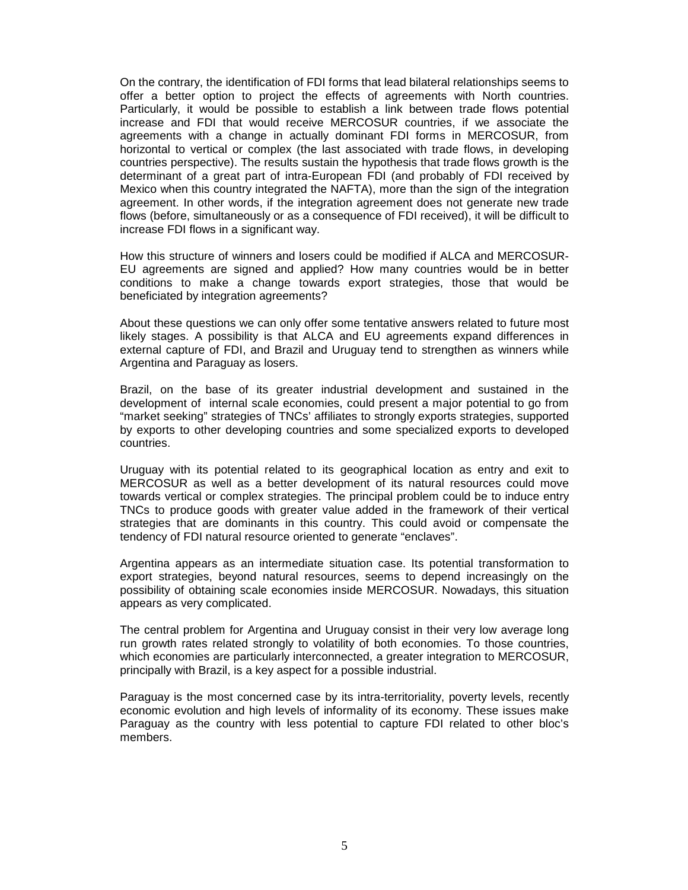On the contrary, the identification of FDI forms that lead bilateral relationships seems to offer a better option to project the effects of agreements with North countries. Particularly, it would be possible to establish a link between trade flows potential increase and FDI that would receive MERCOSUR countries, if we associate the agreements with a change in actually dominant FDI forms in MERCOSUR, from horizontal to vertical or complex (the last associated with trade flows, in developing countries perspective). The results sustain the hypothesis that trade flows growth is the determinant of a great part of intra-European FDI (and probably of FDI received by Mexico when this country integrated the NAFTA), more than the sign of the integration agreement. In other words, if the integration agreement does not generate new trade flows (before, simultaneously or as a consequence of FDI received), it will be difficult to increase FDI flows in a significant way.

How this structure of winners and losers could be modified if ALCA and MERCOSUR-EU agreements are signed and applied? How many countries would be in better conditions to make a change towards export strategies, those that would be beneficiated by integration agreements?

About these questions we can only offer some tentative answers related to future most likely stages. A possibility is that ALCA and EU agreements expand differences in external capture of FDI, and Brazil and Uruguay tend to strengthen as winners while Argentina and Paraguay as losers.

Brazil, on the base of its greater industrial development and sustained in the development of internal scale economies, could present a major potential to go from "market seeking" strategies of TNCs' affiliates to strongly exports strategies, supported by exports to other developing countries and some specialized exports to developed countries.

Uruguay with its potential related to its geographical location as entry and exit to MERCOSUR as well as a better development of its natural resources could move towards vertical or complex strategies. The principal problem could be to induce entry TNCs to produce goods with greater value added in the framework of their vertical strategies that are dominants in this country. This could avoid or compensate the tendency of FDI natural resource oriented to generate "enclaves".

Argentina appears as an intermediate situation case. Its potential transformation to export strategies, beyond natural resources, seems to depend increasingly on the possibility of obtaining scale economies inside MERCOSUR. Nowadays, this situation appears as very complicated.

The central problem for Argentina and Uruguay consist in their very low average long run growth rates related strongly to volatility of both economies. To those countries, which economies are particularly interconnected, a greater integration to MERCOSUR, principally with Brazil, is a key aspect for a possible industrial.

Paraguay is the most concerned case by its intra-territoriality, poverty levels, recently economic evolution and high levels of informality of its economy. These issues make Paraguay as the country with less potential to capture FDI related to other bloc's members.